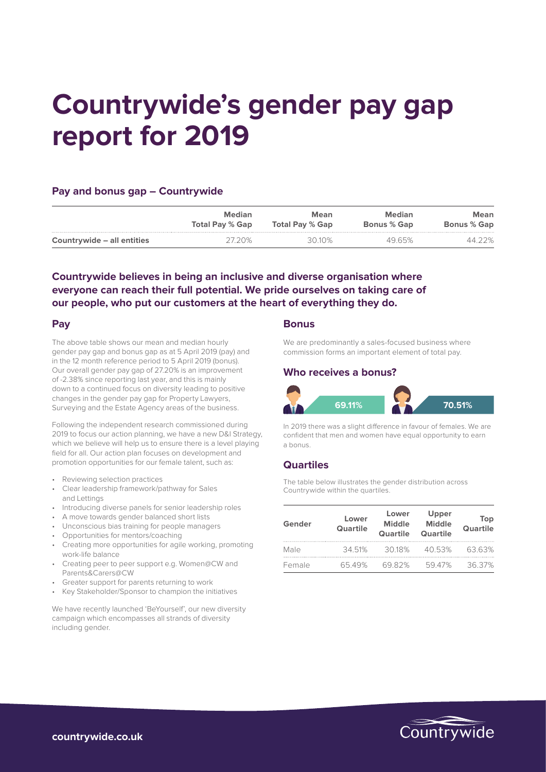# Countrywide's gender pay gap report for 2019

### Pay and bonus gap – Countrywide

| | Median Total Pay % Gap | Mean Total Pay % Gap | Median Bonus % Gap | Mean Bonus % Gap |
|---|---|---|---|---|
| **Countrywide – all entities** | 27.20% | 30.10% | 49.65% | 44.22% |

### Countrywide believes in being an inclusive and diverse organisation where everyone can reach their full potential. We pride ourselves on taking care of our people, who put our customers at the heart of everything they do.

## Pay

The above table shows our mean and median hourly gender pay gap and bonus gap as at 5 April 2019 (pay) and in the 12 month reference period to 5 April 2019 (bonus). Our overall gender pay gap of 27.20% is an improvement of -2.38% since reporting last year, and this is mainly down to a continued focus on diversity leading to positive changes in the gender pay gap for Property Lawyers, Surveying and the Estate Agency areas of the business.

Following the independent research commissioned during 2019 to focus our action planning, we have a new D&I Strategy, which we believe will help us to ensure there is a level playing field for all. Our action plan focuses on development and promotion opportunities for our female talent, such as:

- Reviewing selection practices
- Clear leadership framework/pathway for Sales and Lettings
- Introducing diverse panels for senior leadership roles
- A move towards gender balanced short lists
- Unconscious bias training for people managers
- Opportunities for mentors/coaching
- Creating more opportunities for agile working, promoting work-life balance
- Creating peer to peer support e.g. Women@CW and Parents&Carers@CW
- Greater support for parents returning to work
- Key Stakeholder/Sponsor to champion the initiatives

We have recently launched 'BeYourself', our new diversity campaign which encompasses all strands of diversity including gender.

## Bonus

We are predominantly a sales-focused business where commission forms an important element of total pay.

### Who receives a bonus?

Male: 69.11%

Female: 70.51%

In 2019 there was a slight difference in favour of females. We are confident that men and women have equal opportunity to earn a bonus.

### Quartiles

The table below illustrates the gender distribution across Countrywide within the quartiles.

| Gender | Lower Quartile | Lower Middle Quartile | Upper Middle Quartile | Top Quartile |
|---|---|---|---|---|
| Male | 34.51% | 30.18% | 40.53% | 63.63% |
| Female | 65.49% | 69.82% | 59.47% | 36.37% |

**countrywide.co.uk**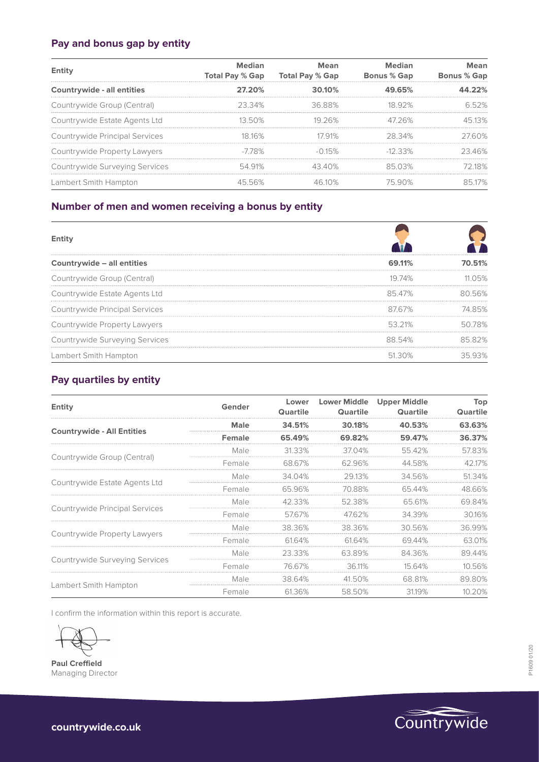## Pay and bonus gap by entity

| Entity | Median Total Pay % Gap | Mean Total Pay % Gap | Median Bonus % Gap | Mean Bonus % Gap |
|---|---|---|---|---|
| **Countrywide - all entities** | **27.20%** | **30.10%** | **49.65%** | **44.22%** |
| Countrywide Group (Central) | 23.34% | 36.88% | 18.92% | 6.52% |
| Countrywide Estate Agents Ltd | 13.50% | 19.26% | 47.26% | 45.13% |
| Countrywide Principal Services | 18.16% | 17.91% | 28.34% | 27.60% |
| Countrywide Property Lawyers | -7.78% | -0.15% | -12.33% | 23.46% |
| Countrywide Surveying Services | 54.91% | 43.40% | 85.03% | 72.18% |
| Lambert Smith Hampton | 45.56% | 46.10% | 75.90% | 85.17% |

## Number of men and women receiving a bonus by entity

| Entity | Men | Women |
|---|---|---|
| **Countrywide – all entities** | **69.11%** | **70.51%** |
| Countrywide Group (Central) | 19.74% | 11.05% |
| Countrywide Estate Agents Ltd | 85.47% | 80.56% |
| Countrywide Principal Services | 87.67% | 74.85% |
| Countrywide Property Lawyers | 53.21% | 50.78% |
| Countrywide Surveying Services | 88.54% | 85.82% |
| Lambert Smith Hampton | 51.30% | 35.93% |

## Pay quartiles by entity

| Entity | Gender | Lower Quartile | Lower Middle Quartile | Upper Middle Quartile | Top Quartile |
|---|---|---|---|---|---|
| **Countrywide - All Entities** | **Male** | **34.51%** | **30.18%** | **40.53%** | **63.63%** |
| | **Female** | **65.49%** | **69.82%** | **59.47%** | **36.37%** |
| Countrywide Group (Central) | Male | 31.33% | 37.04% | 55.42% | 57.83% |
| | Female | 68.67% | 62.96% | 44.58% | 42.17% |
| Countrywide Estate Agents Ltd | Male | 34.04% | 29.13% | 34.56% | 51.34% |
| | Female | 65.96% | 70.88% | 65.44% | 48.66% |
| Countrywide Principal Services | Male | 42.33% | 52.38% | 65.61% | 69.84% |
| | Female | 57.67% | 47.62% | 34.39% | 30.16% |
| Countrywide Property Lawyers | Male | 38.36% | 38.36% | 30.56% | 36.99% |
| | Female | 61.64% | 61.64% | 69.44% | 63.01% |
| Countrywide Surveying Services | Male | 23.33% | 63.89% | 84.36% | 89.44% |
| | Female | 76.67% | 36.11% | 15.64% | 10.56% |
| Lambert Smith Hampton | Male | 38.64% | 41.50% | 68.81% | 89.80% |
| | Female | 61.36% | 58.50% | 31.19% | 10.20% |

I confirm the information within this report is accurate.

**Paul Creffield**
Managing Director

P1609 01/20

**countrywide.co.uk**

Countrywide